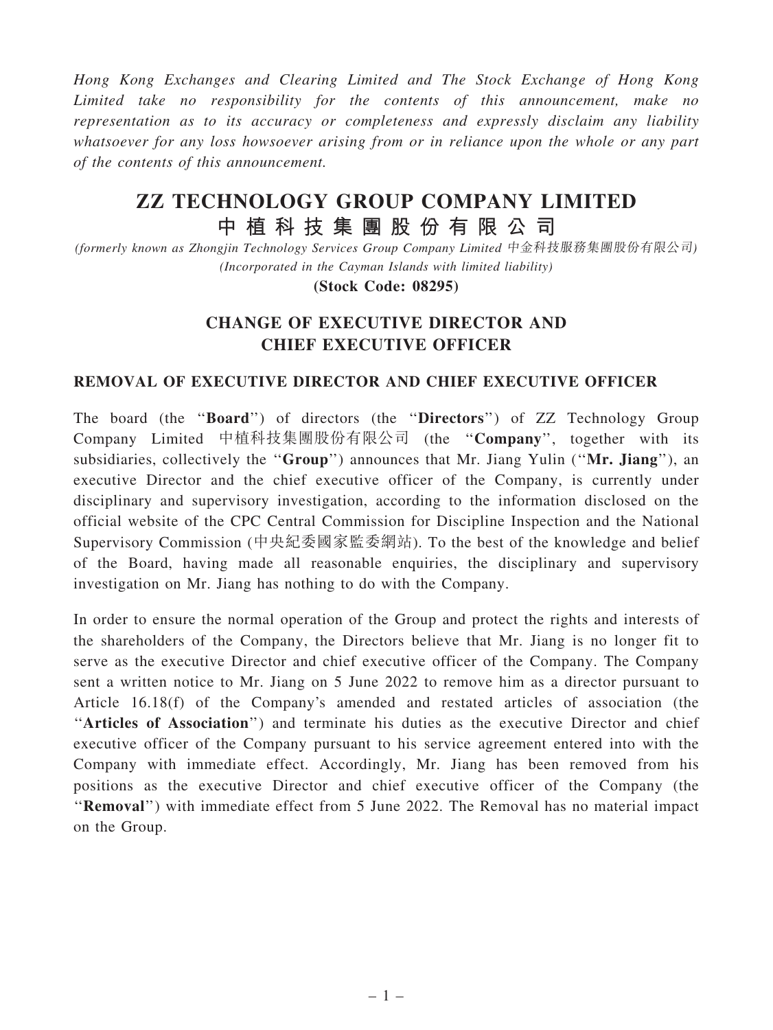*Hong Kong Exchanges and Clearing Limited and The Stock Exchange of Hong Kong Limited take no responsibility for the contents of this announcement, make no representation as to its accuracy or completeness and expressly disclaim any liability whatsoever for any loss howsoever arising from or in reliance upon the whole or any part of the contents of this announcement.*

# ZZ TECHNOLOGY GROUP COMPANY LIMITED
# 中植科技集團股份有限公司

*(formerly known as Zhongjin Technology Services Group Company Limited 中金科技服務集團股份有限公司)*
*(Incorporated in the Cayman Islands with limited liability)*

**(Stock Code: 08295)**

## CHANGE OF EXECUTIVE DIRECTOR AND CHIEF EXECUTIVE OFFICER

### REMOVAL OF EXECUTIVE DIRECTOR AND CHIEF EXECUTIVE OFFICER

The board (the "**Board**") of directors (the "**Directors**") of ZZ Technology Group Company Limited 中植科技集團股份有限公司 (the "**Company**", together with its subsidiaries, collectively the "**Group**") announces that Mr. Jiang Yulin ("**Mr. Jiang**"), an executive Director and the chief executive officer of the Company, is currently under disciplinary and supervisory investigation, according to the information disclosed on the official website of the CPC Central Commission for Discipline Inspection and the National Supervisory Commission (中央紀委國家監委網站). To the best of the knowledge and belief of the Board, having made all reasonable enquiries, the disciplinary and supervisory investigation on Mr. Jiang has nothing to do with the Company.

In order to ensure the normal operation of the Group and protect the rights and interests of the shareholders of the Company, the Directors believe that Mr. Jiang is no longer fit to serve as the executive Director and chief executive officer of the Company. The Company sent a written notice to Mr. Jiang on 5 June 2022 to remove him as a director pursuant to Article 16.18(f) of the Company's amended and restated articles of association (the "**Articles of Association**") and terminate his duties as the executive Director and chief executive officer of the Company pursuant to his service agreement entered into with the Company with immediate effect. Accordingly, Mr. Jiang has been removed from his positions as the executive Director and chief executive officer of the Company (the "**Removal**") with immediate effect from 5 June 2022. The Removal has no material impact on the Group.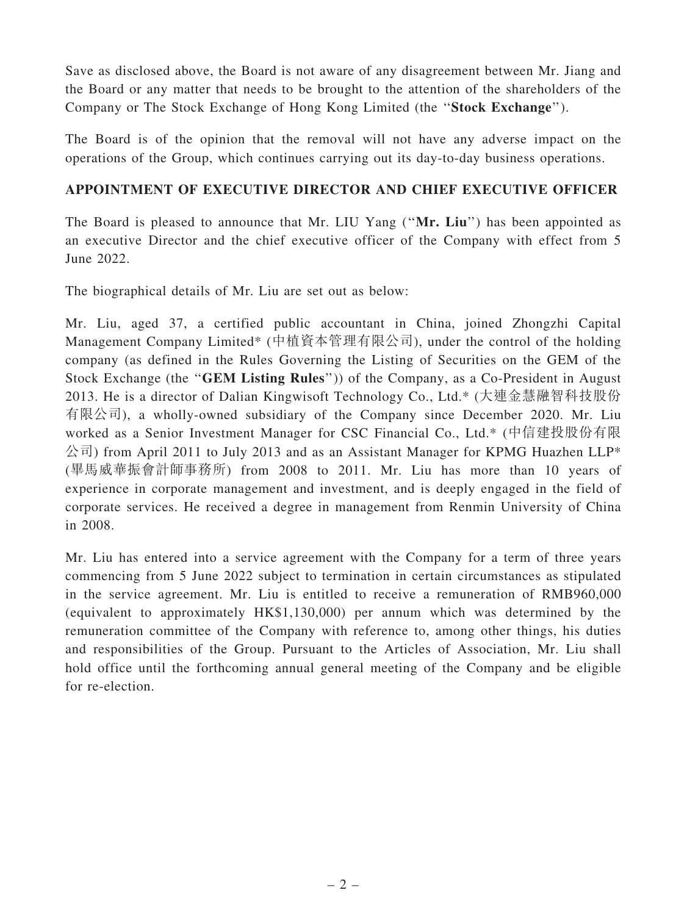Save as disclosed above, the Board is not aware of any disagreement between Mr. Jiang and the Board or any matter that needs to be brought to the attention of the shareholders of the Company or The Stock Exchange of Hong Kong Limited (the "**Stock Exchange**").

The Board is of the opinion that the removal will not have any adverse impact on the operations of the Group, which continues carrying out its day-to-day business operations.

## APPOINTMENT OF EXECUTIVE DIRECTOR AND CHIEF EXECUTIVE OFFICER

The Board is pleased to announce that Mr. LIU Yang ("**Mr. Liu**") has been appointed as an executive Director and the chief executive officer of the Company with effect from 5 June 2022.

The biographical details of Mr. Liu are set out as below:

Mr. Liu, aged 37, a certified public accountant in China, joined Zhongzhi Capital Management Company Limited* (中植資本管理有限公司), under the control of the holding company (as defined in the Rules Governing the Listing of Securities on the GEM of the Stock Exchange (the "**GEM Listing Rules**")) of the Company, as a Co-President in August 2013. He is a director of Dalian Kingwisoft Technology Co., Ltd.* (大連金慧融智科技股份有限公司), a wholly-owned subsidiary of the Company since December 2020. Mr. Liu worked as a Senior Investment Manager for CSC Financial Co., Ltd.* (中信建投股份有限公司) from April 2011 to July 2013 and as an Assistant Manager for KPMG Huazhen LLP* (畢馬威華振會計師事務所) from 2008 to 2011. Mr. Liu has more than 10 years of experience in corporate management and investment, and is deeply engaged in the field of corporate services. He received a degree in management from Renmin University of China in 2008.

Mr. Liu has entered into a service agreement with the Company for a term of three years commencing from 5 June 2022 subject to termination in certain circumstances as stipulated in the service agreement. Mr. Liu is entitled to receive a remuneration of RMB960,000 (equivalent to approximately HK$1,130,000) per annum which was determined by the remuneration committee of the Company with reference to, among other things, his duties and responsibilities of the Group. Pursuant to the Articles of Association, Mr. Liu shall hold office until the forthcoming annual general meeting of the Company and be eligible for re-election.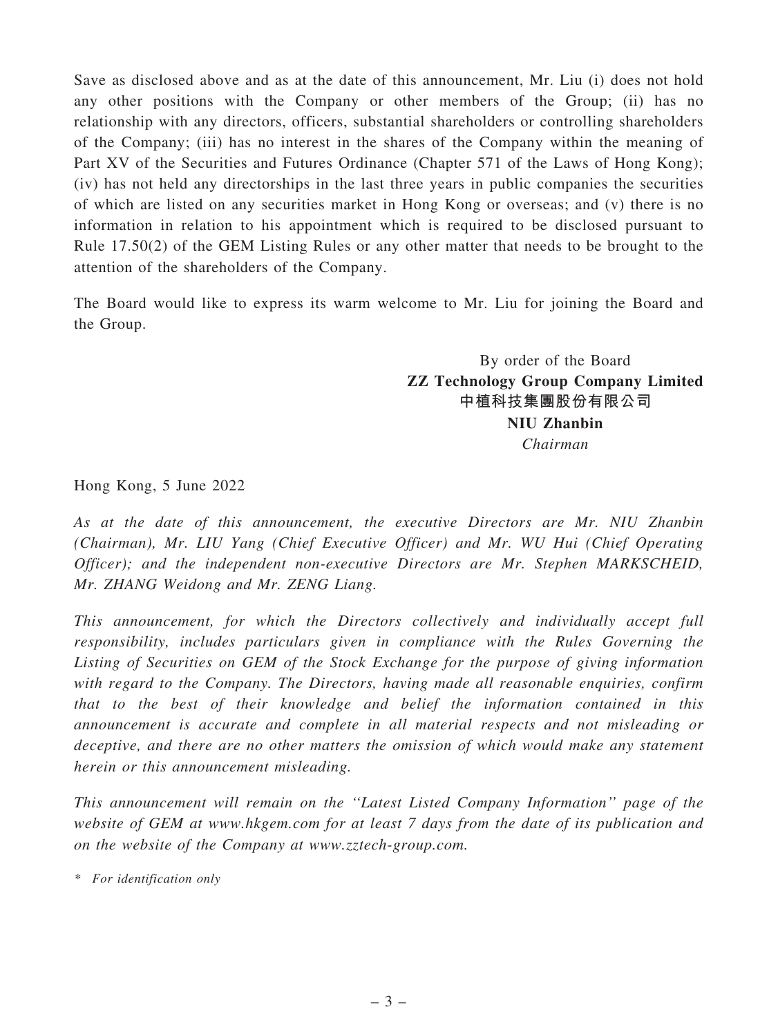Save as disclosed above and as at the date of this announcement, Mr. Liu (i) does not hold any other positions with the Company or other members of the Group; (ii) has no relationship with any directors, officers, substantial shareholders or controlling shareholders of the Company; (iii) has no interest in the shares of the Company within the meaning of Part XV of the Securities and Futures Ordinance (Chapter 571 of the Laws of Hong Kong); (iv) has not held any directorships in the last three years in public companies the securities of which are listed on any securities market in Hong Kong or overseas; and (v) there is no information in relation to his appointment which is required to be disclosed pursuant to Rule 17.50(2) of the GEM Listing Rules or any other matter that needs to be brought to the attention of the shareholders of the Company.

The Board would like to express its warm welcome to Mr. Liu for joining the Board and the Group.

By order of the Board
**ZZ Technology Group Company Limited**
**中植科技集團股份有限公司**
**NIU Zhanbin**
*Chairman*

Hong Kong, 5 June 2022

*As at the date of this announcement, the executive Directors are Mr. NIU Zhanbin (Chairman), Mr. LIU Yang (Chief Executive Officer) and Mr. WU Hui (Chief Operating Officer); and the independent non-executive Directors are Mr. Stephen MARKSCHEID, Mr. ZHANG Weidong and Mr. ZENG Liang.*

*This announcement, for which the Directors collectively and individually accept full responsibility, includes particulars given in compliance with the Rules Governing the Listing of Securities on GEM of the Stock Exchange for the purpose of giving information with regard to the Company. The Directors, having made all reasonable enquiries, confirm that to the best of their knowledge and belief the information contained in this announcement is accurate and complete in all material respects and not misleading or deceptive, and there are no other matters the omission of which would make any statement herein or this announcement misleading.*

*This announcement will remain on the "Latest Listed Company Information" page of the website of GEM at www.hkgem.com for at least 7 days from the date of its publication and on the website of the Company at www.zztech-group.com.*

\* *For identification only*